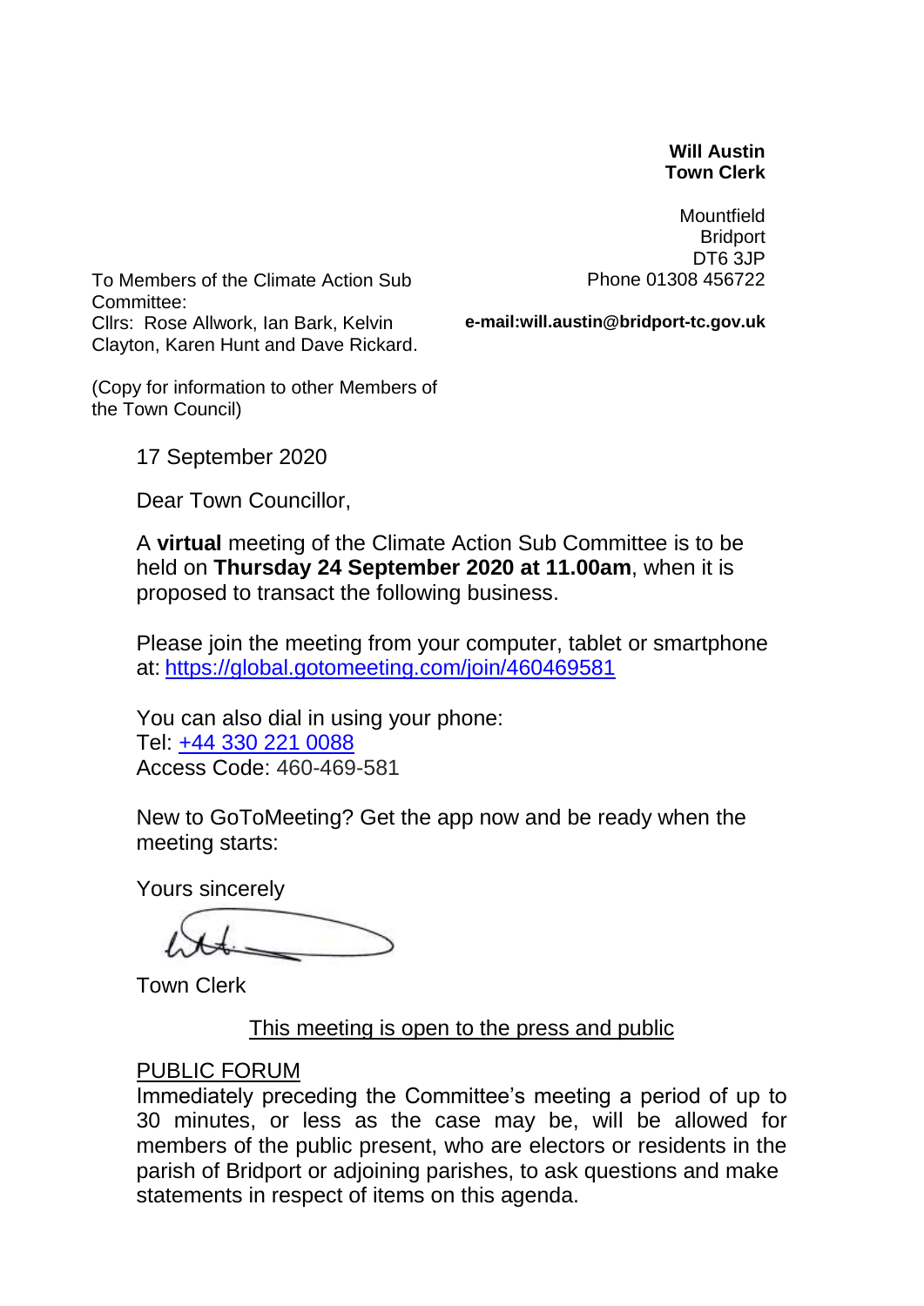**Will Austin**
**Town Clerk**

Mountfield
Bridport
DT6 3JP
Phone 01308 456722

**e-mail:will.austin@bridport-tc.gov.uk**

To Members of the Climate Action Sub Committee:
Cllrs: Rose Allwork, Ian Bark, Kelvin Clayton, Karen Hunt and Dave Rickard.

(Copy for information to other Members of the Town Council)

17 September 2020

Dear Town Councillor,

A **virtual** meeting of the Climate Action Sub Committee is to be held on **Thursday 24 September 2020 at 11.00am**, when it is proposed to transact the following business.

Please join the meeting from your computer, tablet or smartphone at: [https://global.gotomeeting.com/join/460469581](https://global.gotomeeting.com/join/460469581)

You can also dial in using your phone:
Tel: +44 330 221 0088
Access Code: 460-469-581

New to GoToMeeting? Get the app now and be ready when the meeting starts:

Yours sincerely

Town Clerk

This meeting is open to the press and public

PUBLIC FORUM

Immediately preceding the Committee's meeting a period of up to 30 minutes, or less as the case may be, will be allowed for members of the public present, who are electors or residents in the parish of Bridport or adjoining parishes, to ask questions and make statements in respect of items on this agenda.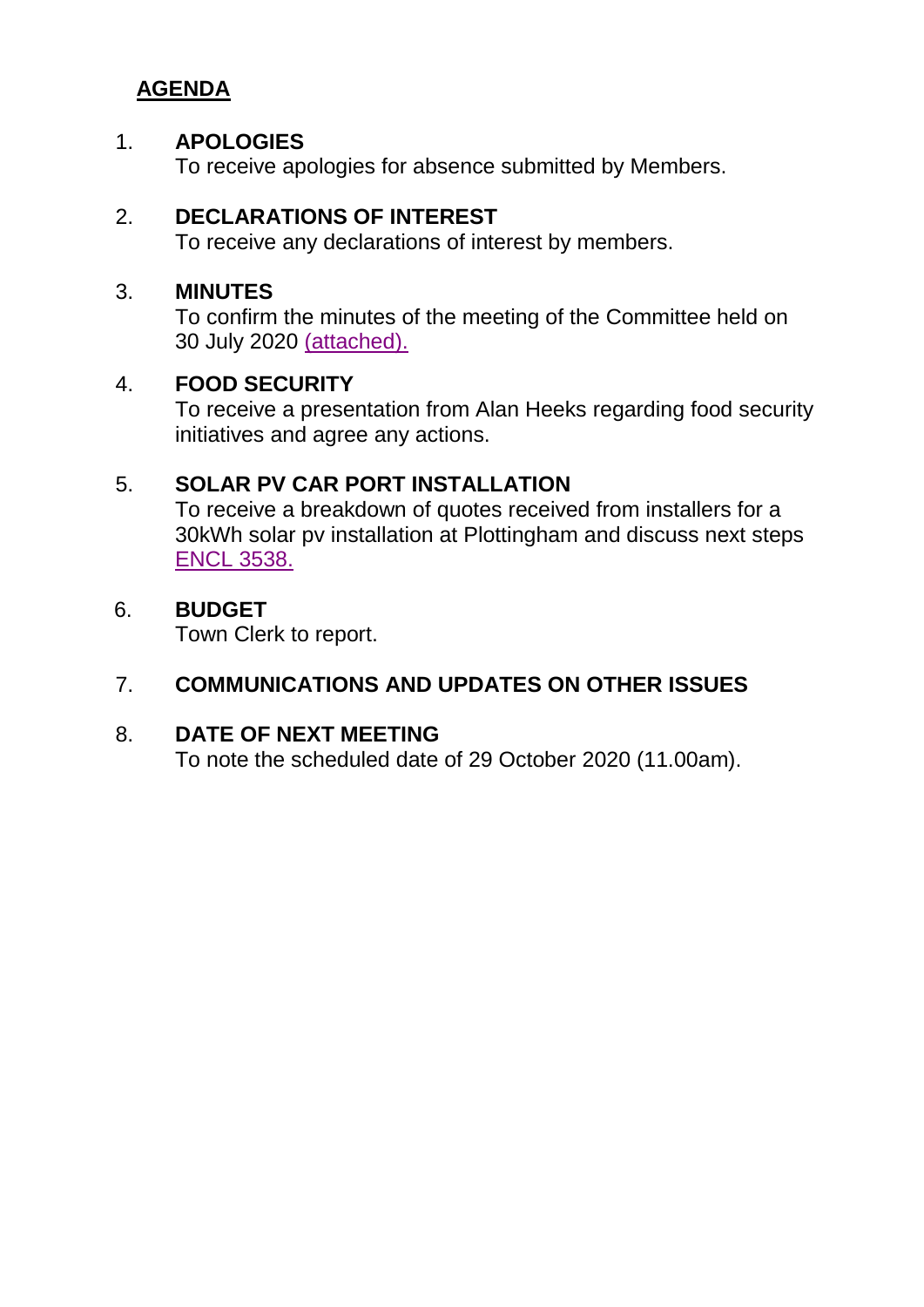## AGENDA

1. **APOLOGIES**
   To receive apologies for absence submitted by Members.

2. **DECLARATIONS OF INTEREST**
   To receive any declarations of interest by members.

3. **MINUTES**
   To confirm the minutes of the meeting of the Committee held on 30 July 2020 (attached).

4. **FOOD SECURITY**
   To receive a presentation from Alan Heeks regarding food security initiatives and agree any actions.

5. **SOLAR PV CAR PORT INSTALLATION**
   To receive a breakdown of quotes received from installers for a 30kWh solar pv installation at Plottingham and discuss next steps ENCL 3538.

6. **BUDGET**
   Town Clerk to report.

7. **COMMUNICATIONS AND UPDATES ON OTHER ISSUES**

8. **DATE OF NEXT MEETING**
   To note the scheduled date of 29 October 2020 (11.00am).